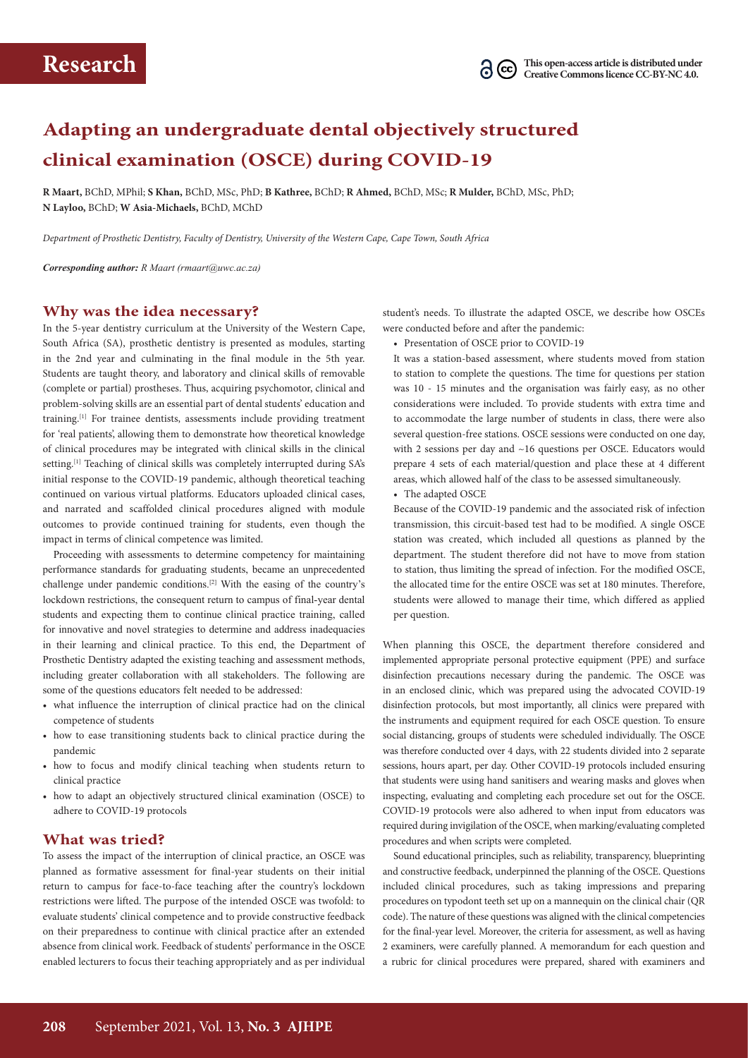# Research

This open-access article is distributed under Creative Commons licence CC-BY-NC 4.0.

# Adapting an undergraduate dental objectively structured clinical examination (OSCE) during COVID-19

**R Maart,** BChD, MPhil; **S Khan,** BChD, MSc, PhD; **B Kathree,** BChD; **R Ahmed,** BChD, MSc; **R Mulder,** BChD, MSc, PhD; **N Layloo,** BChD; **W Asia-Michaels,** BChD, MChD

*Department of Prosthetic Dentistry, Faculty of Dentistry, University of the Western Cape, Cape Town, South Africa*

***Corresponding author:** R Maart (rmaart@uwc.ac.za)*

## Why was the idea necessary?

In the 5-year dentistry curriculum at the University of the Western Cape, South Africa (SA), prosthetic dentistry is presented as modules, starting in the 2nd year and culminating in the final module in the 5th year. Students are taught theory, and laboratory and clinical skills of removable (complete or partial) prostheses. Thus, acquiring psychomotor, clinical and problem-solving skills are an essential part of dental students' education and training.[1] For trainee dentists, assessments include providing treatment for 'real patients', allowing them to demonstrate how theoretical knowledge of clinical procedures may be integrated with clinical skills in the clinical setting.[1] Teaching of clinical skills was completely interrupted during SA's initial response to the COVID-19 pandemic, although theoretical teaching continued on various virtual platforms. Educators uploaded clinical cases, and narrated and scaffolded clinical procedures aligned with module outcomes to provide continued training for students, even though the impact in terms of clinical competence was limited.

Proceeding with assessments to determine competency for maintaining performance standards for graduating students, became an unprecedented challenge under pandemic conditions.[2] With the easing of the country's lockdown restrictions, the consequent return to campus of final-year dental students and expecting them to continue clinical practice training, called for innovative and novel strategies to determine and address inadequacies in their learning and clinical practice. To this end, the Department of Prosthetic Dentistry adapted the existing teaching and assessment methods, including greater collaboration with all stakeholders. The following are some of the questions educators felt needed to be addressed:

- what influence the interruption of clinical practice had on the clinical competence of students
- how to ease transitioning students back to clinical practice during the pandemic
- how to focus and modify clinical teaching when students return to clinical practice
- how to adapt an objectively structured clinical examination (OSCE) to adhere to COVID-19 protocols

## What was tried?

To assess the impact of the interruption of clinical practice, an OSCE was planned as formative assessment for final-year students on their initial return to campus for face-to-face teaching after the country's lockdown restrictions were lifted. The purpose of the intended OSCE was twofold: to evaluate students' clinical competence and to provide constructive feedback on their preparedness to continue with clinical practice after an extended absence from clinical work. Feedback of students' performance in the OSCE enabled lecturers to focus their teaching appropriately and as per individual student's needs. To illustrate the adapted OSCE, we describe how OSCEs were conducted before and after the pandemic:

- Presentation of OSCE prior to COVID-19

  It was a station-based assessment, where students moved from station to station to complete the questions. The time for questions per station was 10 - 15 minutes and the organisation was fairly easy, as no other considerations were included. To provide students with extra time and to accommodate the large number of students in class, there were also several question-free stations. OSCE sessions were conducted on one day, with 2 sessions per day and ~16 questions per OSCE. Educators would prepare 4 sets of each material/question and place these at 4 different areas, which allowed half of the class to be assessed simultaneously.

- The adapted OSCE

  Because of the COVID-19 pandemic and the associated risk of infection transmission, this circuit-based test had to be modified. A single OSCE station was created, which included all questions as planned by the department. The student therefore did not have to move from station to station, thus limiting the spread of infection. For the modified OSCE, the allocated time for the entire OSCE was set at 180 minutes. Therefore, students were allowed to manage their time, which differed as applied per question.

When planning this OSCE, the department therefore considered and implemented appropriate personal protective equipment (PPE) and surface disinfection precautions necessary during the pandemic. The OSCE was in an enclosed clinic, which was prepared using the advocated COVID-19 disinfection protocols, but most importantly, all clinics were prepared with the instruments and equipment required for each OSCE question. To ensure social distancing, groups of students were scheduled individually. The OSCE was therefore conducted over 4 days, with 22 students divided into 2 separate sessions, hours apart, per day. Other COVID-19 protocols included ensuring that students were using hand sanitisers and wearing masks and gloves when inspecting, evaluating and completing each procedure set out for the OSCE. COVID-19 protocols were also adhered to when input from educators was required during invigilation of the OSCE, when marking/evaluating completed procedures and when scripts were completed.

Sound educational principles, such as reliability, transparency, blueprinting and constructive feedback, underpinned the planning of the OSCE. Questions included clinical procedures, such as taking impressions and preparing procedures on typodont teeth set up on a mannequin on the clinical chair (QR code). The nature of these questions was aligned with the clinical competencies for the final-year level. Moreover, the criteria for assessment, as well as having 2 examiners, were carefully planned. A memorandum for each question and a rubric for clinical procedures were prepared, shared with examiners and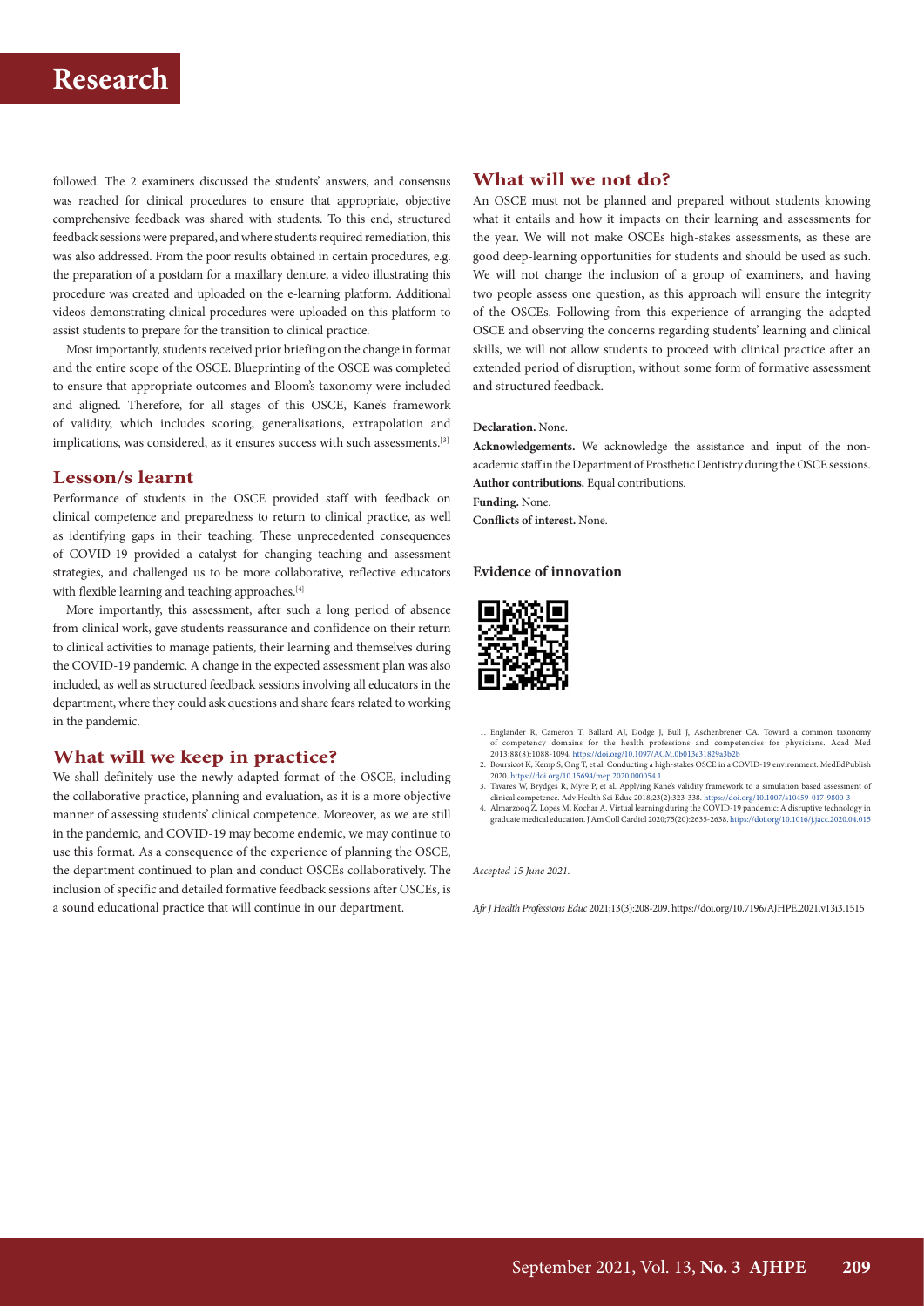followed. The 2 examiners discussed the students' answers, and consensus was reached for clinical procedures to ensure that appropriate, objective comprehensive feedback was shared with students. To this end, structured feedback sessions were prepared, and where students required remediation, this was also addressed. From the poor results obtained in certain procedures, e.g. the preparation of a postdam for a maxillary denture, a video illustrating this procedure was created and uploaded on the e-learning platform. Additional videos demonstrating clinical procedures were uploaded on this platform to assist students to prepare for the transition to clinical practice.

Most importantly, students received prior briefing on the change in format and the entire scope of the OSCE. Blueprinting of the OSCE was completed to ensure that appropriate outcomes and Bloom's taxonomy were included and aligned. Therefore, for all stages of this OSCE, Kane's framework of validity, which includes scoring, generalisations, extrapolation and implications, was considered, as it ensures success with such assessments.[3]

## Lesson/s learnt

Performance of students in the OSCE provided staff with feedback on clinical competence and preparedness to return to clinical practice, as well as identifying gaps in their teaching. These unprecedented consequences of COVID-19 provided a catalyst for changing teaching and assessment strategies, and challenged us to be more collaborative, reflective educators with flexible learning and teaching approaches.[4]

More importantly, this assessment, after such a long period of absence from clinical work, gave students reassurance and confidence on their return to clinical activities to manage patients, their learning and themselves during the COVID-19 pandemic. A change in the expected assessment plan was also included, as well as structured feedback sessions involving all educators in the department, where they could ask questions and share fears related to working in the pandemic.

## What will we keep in practice?

We shall definitely use the newly adapted format of the OSCE, including the collaborative practice, planning and evaluation, as it is a more objective manner of assessing students' clinical competence. Moreover, as we are still in the pandemic, and COVID-19 may become endemic, we may continue to use this format. As a consequence of the experience of planning the OSCE, the department continued to plan and conduct OSCEs collaboratively. The inclusion of specific and detailed formative feedback sessions after OSCEs, is a sound educational practice that will continue in our department.

## What will we not do?

An OSCE must not be planned and prepared without students knowing what it entails and how it impacts on their learning and assessments for the year. We will not make OSCEs high-stakes assessments, as these are good deep-learning opportunities for students and should be used as such. We will not change the inclusion of a group of examiners, and having two people assess one question, as this approach will ensure the integrity of the OSCEs. Following from this experience of arranging the adapted OSCE and observing the concerns regarding students' learning and clinical skills, we will not allow students to proceed with clinical practice after an extended period of disruption, without some form of formative assessment and structured feedback.

**Declaration.** None.

**Acknowledgements.** We acknowledge the assistance and input of the non-academic staff in the Department of Prosthetic Dentistry during the OSCE sessions.

**Author contributions.** Equal contributions.

**Funding.** None.

**Conflicts of interest.** None.

**Evidence of innovation**

1. Englander R, Cameron T, Ballard AJ, Dodge J, Bull J, Aschenbrener CA. Toward a common taxonomy of competency domains for the health professions and competencies for physicians. Acad Med 2013;88(8):1088-1094. https://doi.org/10.1097/ACM.0b013e31829a3b2b
2. Boursicot K, Kemp S, Ong T, et al. Conducting a high-stakes OSCE in a COVID-19 environment. MedEdPublish 2020. https://doi.org/10.15694/mep.2020.000054.1
3. Tavares W, Brydges R, Myre P, et al. Applying Kane's validity framework to a simulation based assessment of clinical competence. Adv Health Sci Educ 2018;23(2):323-338. https://doi.org/10.1007/s10459-017-9800-3
4. Almarzooq Z, Lopes M, Kochar A. Virtual learning during the COVID-19 pandemic: A disruptive technology in graduate medical education. J Am Coll Cardiol 2020;75(20):2635-2638. https://doi.org/10.1016/j.jacc.2020.04.015

*Accepted 15 June 2021.*

*Afr J Health Professions Educ* 2021;13(3):208-209. https://doi.org/10.7196/AJHPE.2021.v13i3.1515